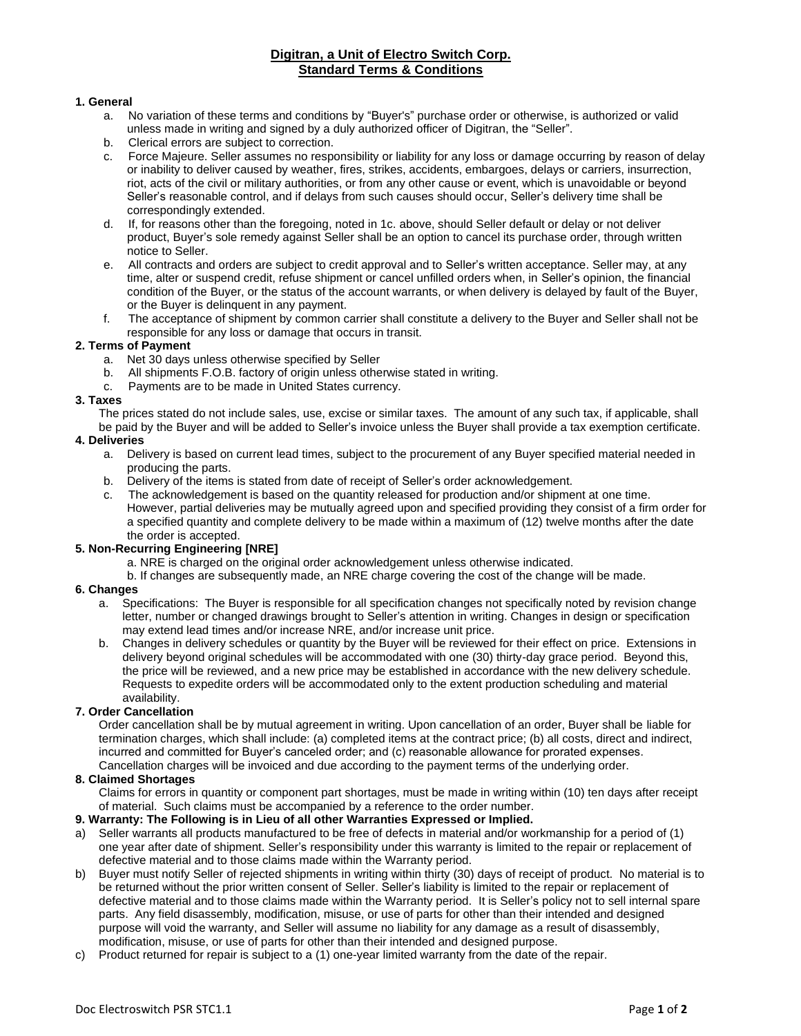# Digitran, a Unit of Electro Switch Corp.
# Standard Terms & Conditions

### 1. General

a. No variation of these terms and conditions by "Buyer's" purchase order or otherwise, is authorized or valid unless made in writing and signed by a duly authorized officer of Digitran, the "Seller".

b. Clerical errors are subject to correction.

c. Force Majeure. Seller assumes no responsibility or liability for any loss or damage occurring by reason of delay or inability to deliver caused by weather, fires, strikes, accidents, embargoes, delays or carriers, insurrection, riot, acts of the civil or military authorities, or from any other cause or event, which is unavoidable or beyond Seller's reasonable control, and if delays from such causes should occur, Seller's delivery time shall be correspondingly extended.

d. If, for reasons other than the foregoing, noted in 1c. above, should Seller default or delay or not deliver product, Buyer's sole remedy against Seller shall be an option to cancel its purchase order, through written notice to Seller.

e. All contracts and orders are subject to credit approval and to Seller's written acceptance. Seller may, at any time, alter or suspend credit, refuse shipment or cancel unfilled orders when, in Seller's opinion, the financial condition of the Buyer, or the status of the account warrants, or when delivery is delayed by fault of the Buyer, or the Buyer is delinquent in any payment.

f. The acceptance of shipment by common carrier shall constitute a delivery to the Buyer and Seller shall not be responsible for any loss or damage that occurs in transit.

### 2. Terms of Payment

a. Net 30 days unless otherwise specified by Seller

b. All shipments F.O.B. factory of origin unless otherwise stated in writing.

c. Payments are to be made in United States currency.

### 3. Taxes

The prices stated do not include sales, use, excise or similar taxes. The amount of any such tax, if applicable, shall be paid by the Buyer and will be added to Seller's invoice unless the Buyer shall provide a tax exemption certificate.

### 4. Deliveries

a. Delivery is based on current lead times, subject to the procurement of any Buyer specified material needed in producing the parts.

b. Delivery of the items is stated from date of receipt of Seller's order acknowledgement.

c. The acknowledgement is based on the quantity released for production and/or shipment at one time. However, partial deliveries may be mutually agreed upon and specified providing they consist of a firm order for a specified quantity and complete delivery to be made within a maximum of (12) twelve months after the date the order is accepted.

### 5. Non-Recurring Engineering [NRE]

a. NRE is charged on the original order acknowledgement unless otherwise indicated.

b. If changes are subsequently made, an NRE charge covering the cost of the change will be made.

### 6. Changes

a. Specifications: The Buyer is responsible for all specification changes not specifically noted by revision change letter, number or changed drawings brought to Seller's attention in writing. Changes in design or specification may extend lead times and/or increase NRE, and/or increase unit price.

b. Changes in delivery schedules or quantity by the Buyer will be reviewed for their effect on price. Extensions in delivery beyond original schedules will be accommodated with one (30) thirty-day grace period. Beyond this, the price will be reviewed, and a new price may be established in accordance with the new delivery schedule. Requests to expedite orders will be accommodated only to the extent production scheduling and material availability.

### 7. Order Cancellation

Order cancellation shall be by mutual agreement in writing. Upon cancellation of an order, Buyer shall be liable for termination charges, which shall include: (a) completed items at the contract price; (b) all costs, direct and indirect, incurred and committed for Buyer's canceled order; and (c) reasonable allowance for prorated expenses. Cancellation charges will be invoiced and due according to the payment terms of the underlying order.

### 8. Claimed Shortages

Claims for errors in quantity or component part shortages, must be made in writing within (10) ten days after receipt of material. Such claims must be accompanied by a reference to the order number.

### 9. Warranty: The Following is in Lieu of all other Warranties Expressed or Implied.

a) Seller warrants all products manufactured to be free of defects in material and/or workmanship for a period of (1) one year after date of shipment. Seller's responsibility under this warranty is limited to the repair or replacement of defective material and to those claims made within the Warranty period.

b) Buyer must notify Seller of rejected shipments in writing within thirty (30) days of receipt of product. No material is to be returned without the prior written consent of Seller. Seller's liability is limited to the repair or replacement of defective material and to those claims made within the Warranty period. It is Seller's policy not to sell internal spare parts. Any field disassembly, modification, misuse, or use of parts for other than their intended and designed purpose will void the warranty, and Seller will assume no liability for any damage as a result of disassembly, modification, misuse, or use of parts for other than their intended and designed purpose.

c) Product returned for repair is subject to a (1) one-year limited warranty from the date of the repair.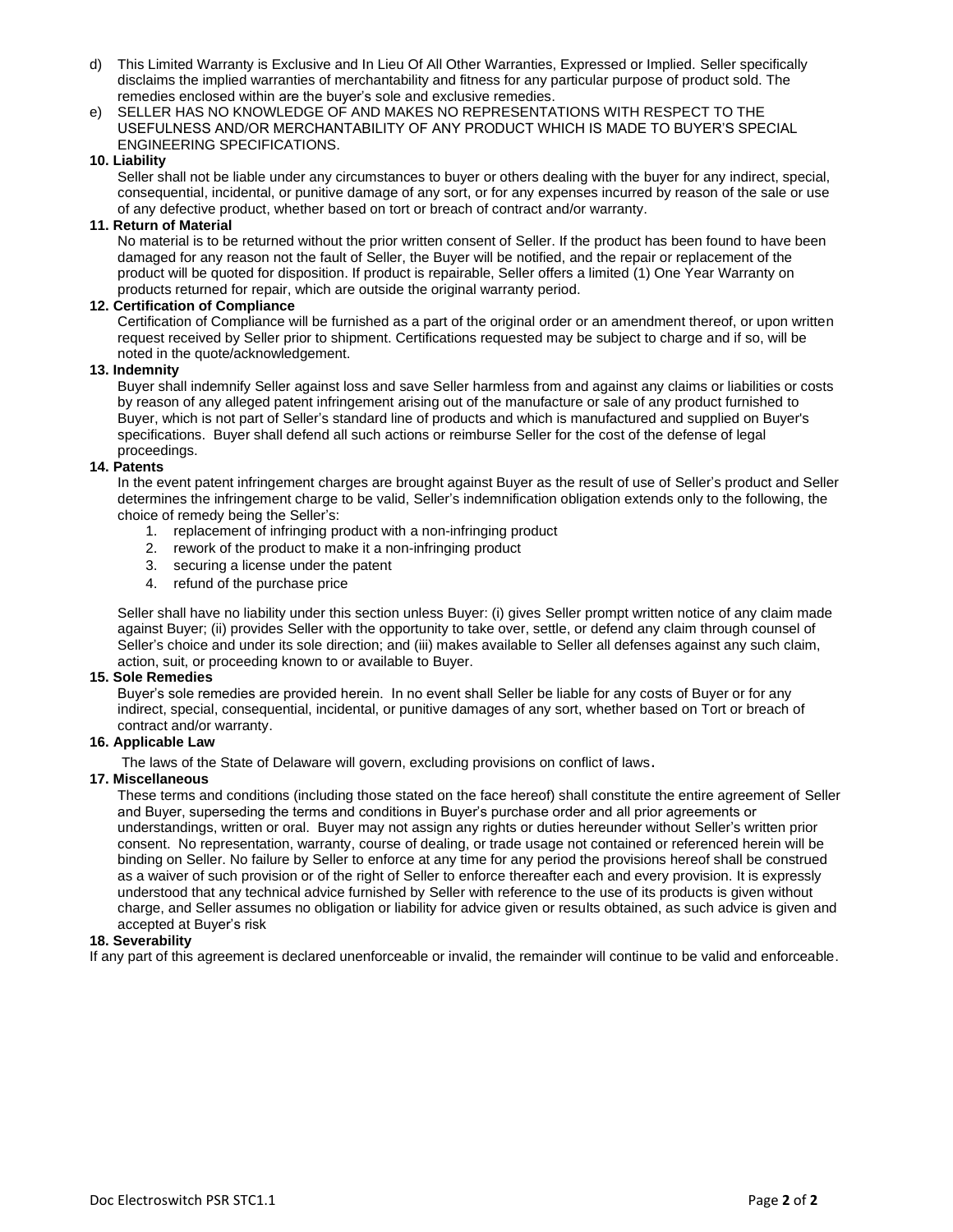d) This Limited Warranty is Exclusive and In Lieu Of All Other Warranties, Expressed or Implied. Seller specifically disclaims the implied warranties of merchantability and fitness for any particular purpose of product sold. The remedies enclosed within are the buyer's sole and exclusive remedies.

e) SELLER HAS NO KNOWLEDGE OF AND MAKES NO REPRESENTATIONS WITH RESPECT TO THE USEFULNESS AND/OR MERCHANTABILITY OF ANY PRODUCT WHICH IS MADE TO BUYER'S SPECIAL ENGINEERING SPECIFICATIONS.

**10. Liability**

Seller shall not be liable under any circumstances to buyer or others dealing with the buyer for any indirect, special, consequential, incidental, or punitive damage of any sort, or for any expenses incurred by reason of the sale or use of any defective product, whether based on tort or breach of contract and/or warranty.

**11. Return of Material**

No material is to be returned without the prior written consent of Seller. If the product has been found to have been damaged for any reason not the fault of Seller, the Buyer will be notified, and the repair or replacement of the product will be quoted for disposition. If product is repairable, Seller offers a limited (1) One Year Warranty on products returned for repair, which are outside the original warranty period.

**12. Certification of Compliance**

Certification of Compliance will be furnished as a part of the original order or an amendment thereof, or upon written request received by Seller prior to shipment. Certifications requested may be subject to charge and if so, will be noted in the quote/acknowledgement.

**13. Indemnity**

Buyer shall indemnify Seller against loss and save Seller harmless from and against any claims or liabilities or costs by reason of any alleged patent infringement arising out of the manufacture or sale of any product furnished to Buyer, which is not part of Seller's standard line of products and which is manufactured and supplied on Buyer's specifications. Buyer shall defend all such actions or reimburse Seller for the cost of the defense of legal proceedings.

**14. Patents**

In the event patent infringement charges are brought against Buyer as the result of use of Seller's product and Seller determines the infringement charge to be valid, Seller's indemnification obligation extends only to the following, the choice of remedy being the Seller's:

1. replacement of infringing product with a non-infringing product
2. rework of the product to make it a non-infringing product
3. securing a license under the patent
4. refund of the purchase price

Seller shall have no liability under this section unless Buyer: (i) gives Seller prompt written notice of any claim made against Buyer; (ii) provides Seller with the opportunity to take over, settle, or defend any claim through counsel of Seller's choice and under its sole direction; and (iii) makes available to Seller all defenses against any such claim, action, suit, or proceeding known to or available to Buyer.

**15. Sole Remedies**

Buyer's sole remedies are provided herein. In no event shall Seller be liable for any costs of Buyer or for any indirect, special, consequential, incidental, or punitive damages of any sort, whether based on Tort or breach of contract and/or warranty.

**16. Applicable Law**

The laws of the State of Delaware will govern, excluding provisions on conflict of laws.

**17. Miscellaneous**

These terms and conditions (including those stated on the face hereof) shall constitute the entire agreement of Seller and Buyer, superseding the terms and conditions in Buyer's purchase order and all prior agreements or understandings, written or oral. Buyer may not assign any rights or duties hereunder without Seller's written prior consent. No representation, warranty, course of dealing, or trade usage not contained or referenced herein will be binding on Seller. No failure by Seller to enforce at any time for any period the provisions hereof shall be construed as a waiver of such provision or of the right of Seller to enforce thereafter each and every provision. It is expressly understood that any technical advice furnished by Seller with reference to the use of its products is given without charge, and Seller assumes no obligation or liability for advice given or results obtained, as such advice is given and accepted at Buyer's risk

**18. Severability**

If any part of this agreement is declared unenforceable or invalid, the remainder will continue to be valid and enforceable.

Doc Electroswitch PSR STC1.1